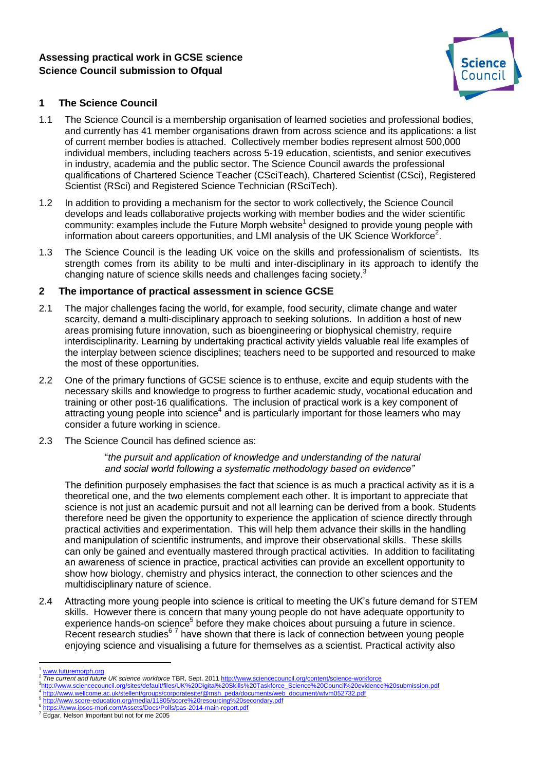**Assessing practical work in GCSE science**
**Science Council submission to Ofqual**

## 1 The Science Council

1.1 The Science Council is a membership organisation of learned societies and professional bodies, and currently has 41 member organisations drawn from across science and its applications: a list of current member bodies is attached. Collectively member bodies represent almost 500,000 individual members, including teachers across 5-19 education, scientists, and senior executives in industry, academia and the public sector. The Science Council awards the professional qualifications of Chartered Science Teacher (CSciTeach), Chartered Scientist (CSci), Registered Scientist (RSci) and Registered Science Technician (RSciTech).

1.2 In addition to providing a mechanism for the sector to work collectively, the Science Council develops and leads collaborative projects working with member bodies and the wider scientific community: examples include the Future Morph website[1] designed to provide young people with information about careers opportunities, and LMI analysis of the UK Science Workforce[2].

1.3 The Science Council is the leading UK voice on the skills and professionalism of scientists. Its strength comes from its ability to be multi and inter-disciplinary in its approach to identify the changing nature of science skills needs and challenges facing society.[3]

## 2 The importance of practical assessment in science GCSE

2.1 The major challenges facing the world, for example, food security, climate change and water scarcity, demand a multi-disciplinary approach to seeking solutions. In addition a host of new areas promising future innovation, such as bioengineering or biophysical chemistry, require interdisciplinarity. Learning by undertaking practical activity yields valuable real life examples of the interplay between science disciplines; teachers need to be supported and resourced to make the most of these opportunities.

2.2 One of the primary functions of GCSE science is to enthuse, excite and equip students with the necessary skills and knowledge to progress to further academic study, vocational education and training or other post-16 qualifications. The inclusion of practical work is a key component of attracting young people into science[4] and is particularly important for those learners who may consider a future working in science.

2.3 The Science Council has defined science as:

> "*the pursuit and application of knowledge and understanding of the natural and social world following a systematic methodology based on evidence"*

The definition purposely emphasises the fact that science is as much a practical activity as it is a theoretical one, and the two elements complement each other. It is important to appreciate that science is not just an academic pursuit and not all learning can be derived from a book. Students therefore need be given the opportunity to experience the application of science directly through practical activities and experimentation. This will help them advance their skills in the handling and manipulation of scientific instruments, and improve their observational skills. These skills can only be gained and eventually mastered through practical activities. In addition to facilitating an awareness of science in practice, practical activities can provide an excellent opportunity to show how biology, chemistry and physics interact, the connection to other sciences and the multidisciplinary nature of science.

2.4 Attracting more young people into science is critical to meeting the UK's future demand for STEM skills. However there is concern that many young people do not have adequate opportunity to experience hands-on science[5] before they make choices about pursuing a future in science. Recent research studies[6] [7] have shown that there is lack of connection between young people enjoying science and visualising a future for themselves as a scientist. Practical activity also

---

[1] www.futuremorph.org
[2] *The current and future UK science workforce* TBR, Sept. 2011 http://www.sciencecouncil.org/content/science-workforce
[3] http://www.sciencecouncil.org/sites/default/files/UK%20Digital%20Skills%20Taskforce_Science%20Council%20evidence%20submission.pdf
[4] http://www.wellcome.ac.uk/stellent/groups/corporatesite/@msh_peda/documents/web_document/wtvm052732.pdf
[5] http://www.score-education.org/media/11805/score%20resourcing%20secondary.pdf
[6] https://www.ipsos-mori.com/Assets/Docs/Polls/pas-2014-main-report.pdf
[7] Edgar, Nelson Important but not for me 2005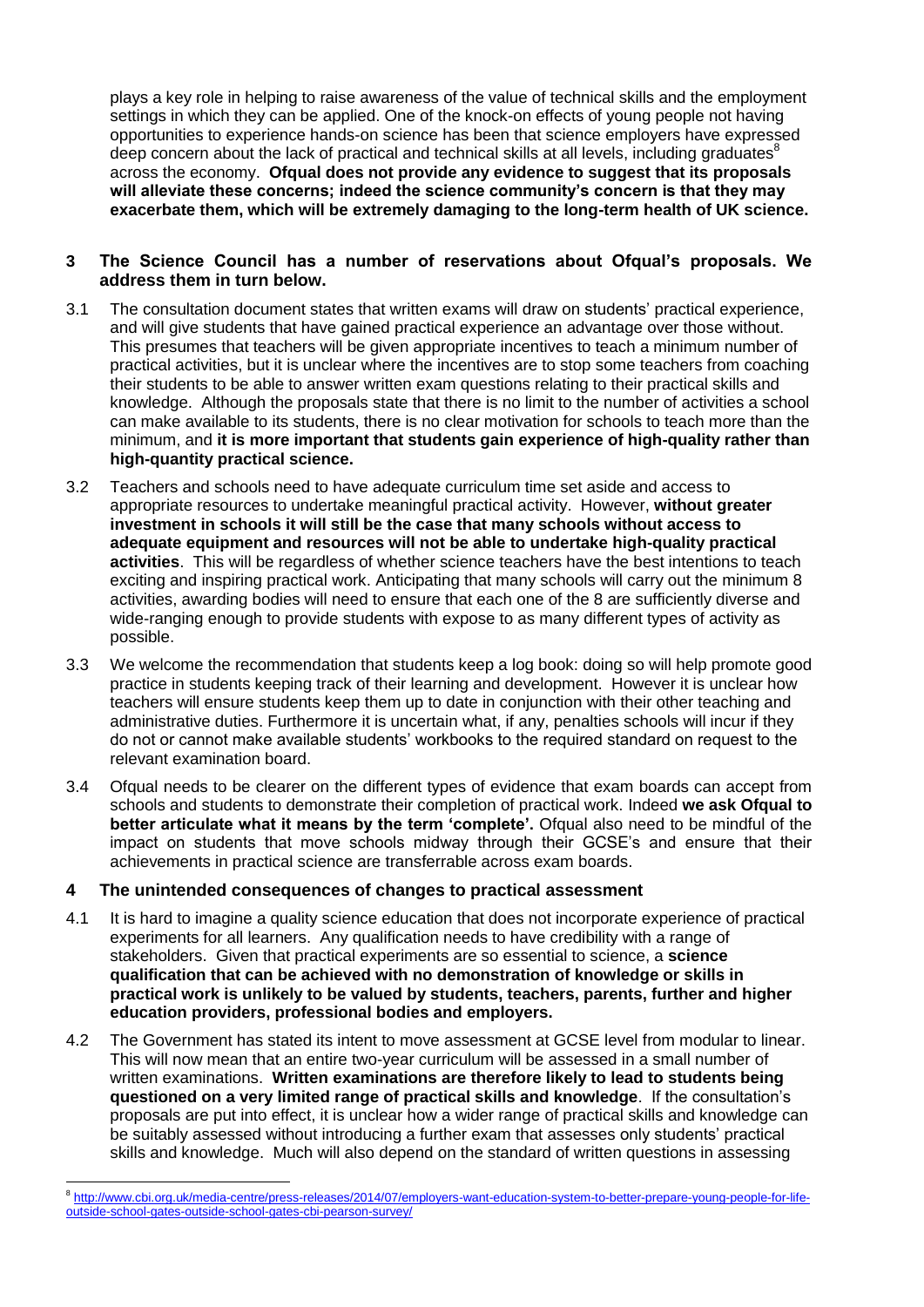plays a key role in helping to raise awareness of the value of technical skills and the employment settings in which they can be applied. One of the knock-on effects of young people not having opportunities to experience hands-on science has been that science employers have expressed deep concern about the lack of practical and technical skills at all levels, including graduates[8] across the economy. **Ofqual does not provide any evidence to suggest that its proposals will alleviate these concerns; indeed the science community's concern is that they may exacerbate them, which will be extremely damaging to the long-term health of UK science.**

## 3 The Science Council has a number of reservations about Ofqual's proposals. We address them in turn below.

3.1 The consultation document states that written exams will draw on students' practical experience, and will give students that have gained practical experience an advantage over those without. This presumes that teachers will be given appropriate incentives to teach a minimum number of practical activities, but it is unclear where the incentives are to stop some teachers from coaching their students to be able to answer written exam questions relating to their practical skills and knowledge. Although the proposals state that there is no limit to the number of activities a school can make available to its students, there is no clear motivation for schools to teach more than the minimum, and **it is more important that students gain experience of high-quality rather than high-quantity practical science.**

3.2 Teachers and schools need to have adequate curriculum time set aside and access to appropriate resources to undertake meaningful practical activity. However, **without greater investment in schools it will still be the case that many schools without access to adequate equipment and resources will not be able to undertake high-quality practical activities**. This will be regardless of whether science teachers have the best intentions to teach exciting and inspiring practical work. Anticipating that many schools will carry out the minimum 8 activities, awarding bodies will need to ensure that each one of the 8 are sufficiently diverse and wide-ranging enough to provide students with expose to as many different types of activity as possible.

3.3 We welcome the recommendation that students keep a log book: doing so will help promote good practice in students keeping track of their learning and development. However it is unclear how teachers will ensure students keep them up to date in conjunction with their other teaching and administrative duties. Furthermore it is uncertain what, if any, penalties schools will incur if they do not or cannot make available students' workbooks to the required standard on request to the relevant examination board.

3.4 Ofqual needs to be clearer on the different types of evidence that exam boards can accept from schools and students to demonstrate their completion of practical work. Indeed **we ask Ofqual to better articulate what it means by the term 'complete'.** Ofqual also need to be mindful of the impact on students that move schools midway through their GCSE's and ensure that their achievements in practical science are transferrable across exam boards.

## 4 The unintended consequences of changes to practical assessment

4.1 It is hard to imagine a quality science education that does not incorporate experience of practical experiments for all learners. Any qualification needs to have credibility with a range of stakeholders. Given that practical experiments are so essential to science, a **science qualification that can be achieved with no demonstration of knowledge or skills in practical work is unlikely to be valued by students, teachers, parents, further and higher education providers, professional bodies and employers.**

4.2 The Government has stated its intent to move assessment at GCSE level from modular to linear. This will now mean that an entire two-year curriculum will be assessed in a small number of written examinations. **Written examinations are therefore likely to lead to students being questioned on a very limited range of practical skills and knowledge**. If the consultation's proposals are put into effect, it is unclear how a wider range of practical skills and knowledge can be suitably assessed without introducing a further exam that assesses only students' practical skills and knowledge. Much will also depend on the standard of written questions in assessing

---

[8] http://www.cbi.org.uk/media-centre/press-releases/2014/07/employers-want-education-system-to-better-prepare-young-people-for-life-outside-school-gates-outside-school-gates-cbi-pearson-survey/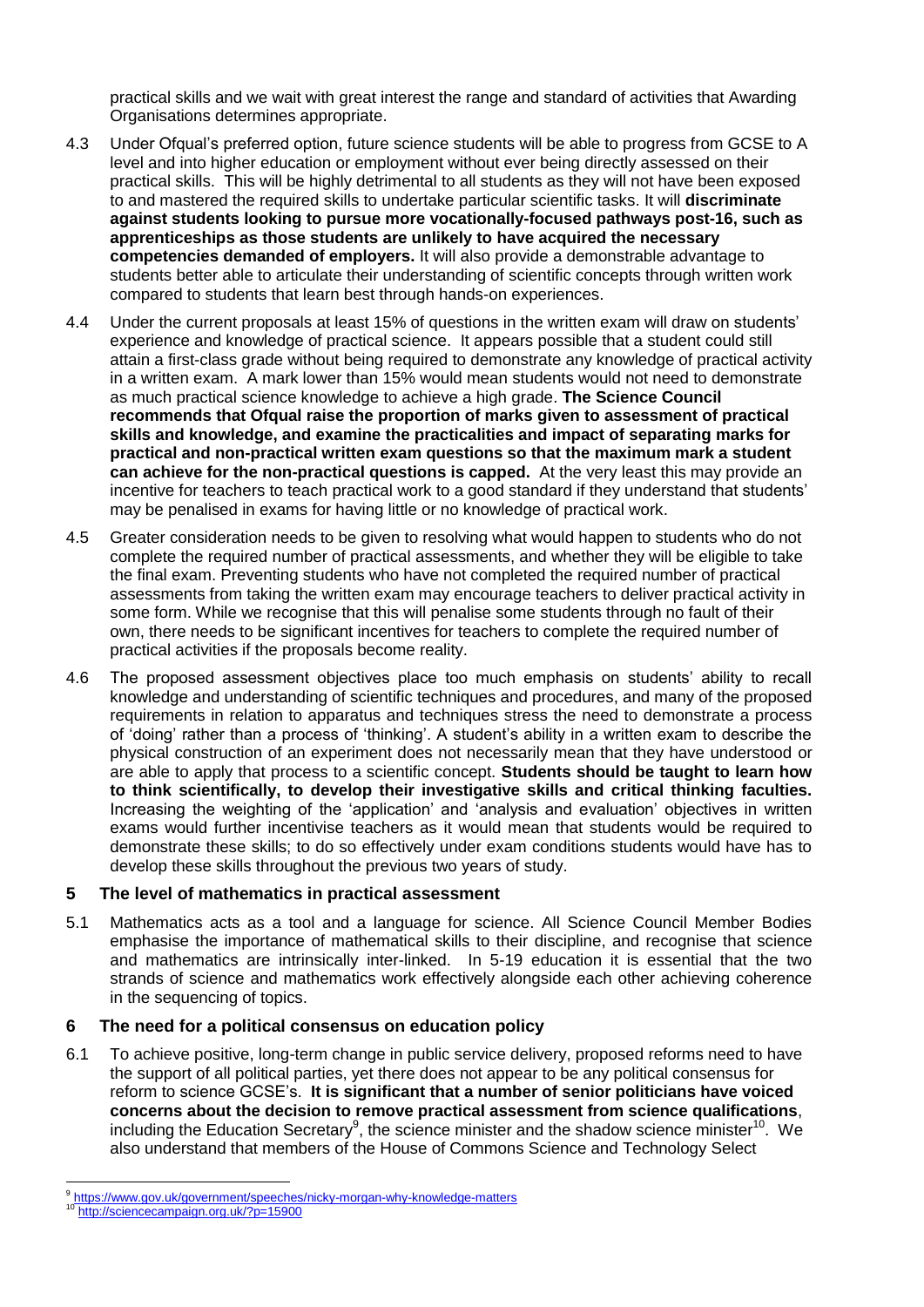practical skills and we wait with great interest the range and standard of activities that Awarding Organisations determines appropriate.

4.3 Under Ofqual's preferred option, future science students will be able to progress from GCSE to A level and into higher education or employment without ever being directly assessed on their practical skills. This will be highly detrimental to all students as they will not have been exposed to and mastered the required skills to undertake particular scientific tasks. It will **discriminate against students looking to pursue more vocationally-focused pathways post-16, such as apprenticeships as those students are unlikely to have acquired the necessary competencies demanded of employers.** It will also provide a demonstrable advantage to students better able to articulate their understanding of scientific concepts through written work compared to students that learn best through hands-on experiences.

4.4 Under the current proposals at least 15% of questions in the written exam will draw on students' experience and knowledge of practical science. It appears possible that a student could still attain a first-class grade without being required to demonstrate any knowledge of practical activity in a written exam. A mark lower than 15% would mean students would not need to demonstrate as much practical science knowledge to achieve a high grade. **The Science Council recommends that Ofqual raise the proportion of marks given to assessment of practical skills and knowledge, and examine the practicalities and impact of separating marks for practical and non-practical written exam questions so that the maximum mark a student can achieve for the non-practical questions is capped.** At the very least this may provide an incentive for teachers to teach practical work to a good standard if they understand that students' may be penalised in exams for having little or no knowledge of practical work.

4.5 Greater consideration needs to be given to resolving what would happen to students who do not complete the required number of practical assessments, and whether they will be eligible to take the final exam. Preventing students who have not completed the required number of practical assessments from taking the written exam may encourage teachers to deliver practical activity in some form. While we recognise that this will penalise some students through no fault of their own, there needs to be significant incentives for teachers to complete the required number of practical activities if the proposals become reality.

4.6 The proposed assessment objectives place too much emphasis on students' ability to recall knowledge and understanding of scientific techniques and procedures, and many of the proposed requirements in relation to apparatus and techniques stress the need to demonstrate a process of 'doing' rather than a process of 'thinking'. A student's ability in a written exam to describe the physical construction of an experiment does not necessarily mean that they have understood or are able to apply that process to a scientific concept. **Students should be taught to learn how to think scientifically, to develop their investigative skills and critical thinking faculties.** Increasing the weighting of the 'application' and 'analysis and evaluation' objectives in written exams would further incentivise teachers as it would mean that students would be required to demonstrate these skills; to do so effectively under exam conditions students would have has to develop these skills throughout the previous two years of study.

## 5 The level of mathematics in practical assessment

5.1 Mathematics acts as a tool and a language for science. All Science Council Member Bodies emphasise the importance of mathematical skills to their discipline, and recognise that science and mathematics are intrinsically inter-linked. In 5-19 education it is essential that the two strands of science and mathematics work effectively alongside each other achieving coherence in the sequencing of topics.

## 6 The need for a political consensus on education policy

6.1 To achieve positive, long-term change in public service delivery, proposed reforms need to have the support of all political parties, yet there does not appear to be any political consensus for reform to science GCSE's. **It is significant that a number of senior politicians have voiced concerns about the decision to remove practical assessment from science qualifications**, including the Education Secretary[9], the science minister and the shadow science minister[10]. We also understand that members of the House of Commons Science and Technology Select

---

[9] https://www.gov.uk/government/speeches/nicky-morgan-why-knowledge-matters

[10] http://sciencecampaign.org.uk/?p=15900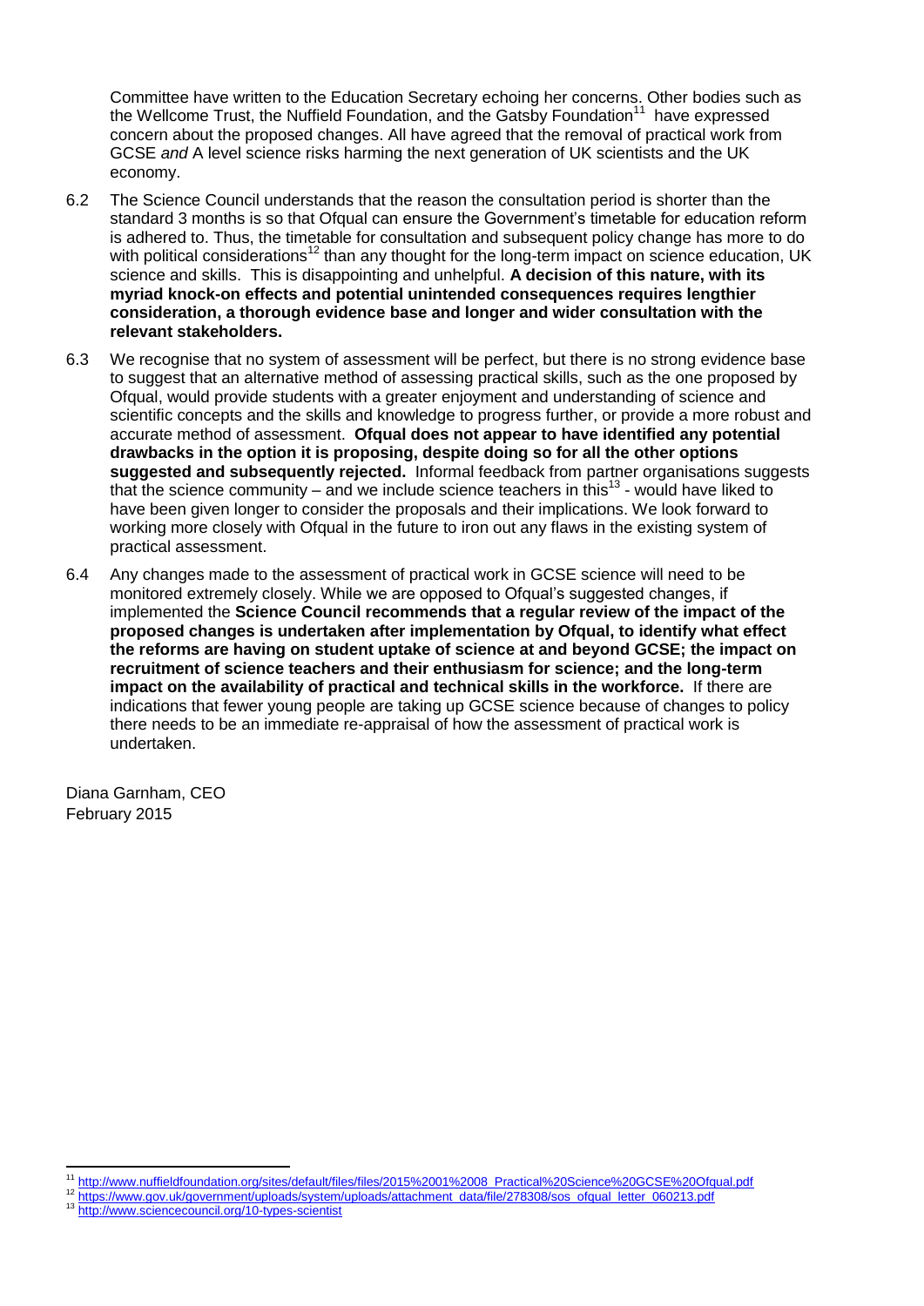Committee have written to the Education Secretary echoing her concerns. Other bodies such as the Wellcome Trust, the Nuffield Foundation, and the Gatsby Foundation[11] have expressed concern about the proposed changes. All have agreed that the removal of practical work from GCSE *and* A level science risks harming the next generation of UK scientists and the UK economy.

6.2 The Science Council understands that the reason the consultation period is shorter than the standard 3 months is so that Ofqual can ensure the Government's timetable for education reform is adhered to. Thus, the timetable for consultation and subsequent policy change has more to do with political considerations[12] than any thought for the long-term impact on science education, UK science and skills. This is disappointing and unhelpful. **A decision of this nature, with its myriad knock-on effects and potential unintended consequences requires lengthier consideration, a thorough evidence base and longer and wider consultation with the relevant stakeholders.**

6.3 We recognise that no system of assessment will be perfect, but there is no strong evidence base to suggest that an alternative method of assessing practical skills, such as the one proposed by Ofqual, would provide students with a greater enjoyment and understanding of science and scientific concepts and the skills and knowledge to progress further, or provide a more robust and accurate method of assessment. **Ofqual does not appear to have identified any potential drawbacks in the option it is proposing, despite doing so for all the other options suggested and subsequently rejected.** Informal feedback from partner organisations suggests that the science community – and we include science teachers in this[13] - would have liked to have been given longer to consider the proposals and their implications. We look forward to working more closely with Ofqual in the future to iron out any flaws in the existing system of practical assessment.

6.4 Any changes made to the assessment of practical work in GCSE science will need to be monitored extremely closely. While we are opposed to Ofqual's suggested changes, if implemented the **Science Council recommends that a regular review of the impact of the proposed changes is undertaken after implementation by Ofqual, to identify what effect the reforms are having on student uptake of science at and beyond GCSE; the impact on recruitment of science teachers and their enthusiasm for science; and the long-term impact on the availability of practical and technical skills in the workforce.** If there are indications that fewer young people are taking up GCSE science because of changes to policy there needs to be an immediate re-appraisal of how the assessment of practical work is undertaken.

Diana Garnham, CEO
February 2015

---

[11] http://www.nuffieldfoundation.org/sites/default/files/files/2015%2001%2008_Practical%20Science%20GCSE%20Ofqual.pdf

[12] https://www.gov.uk/government/uploads/system/uploads/attachment_data/file/278308/sos_ofqual_letter_060213.pdf

[13] http://www.sciencecouncil.org/10-types-scientist